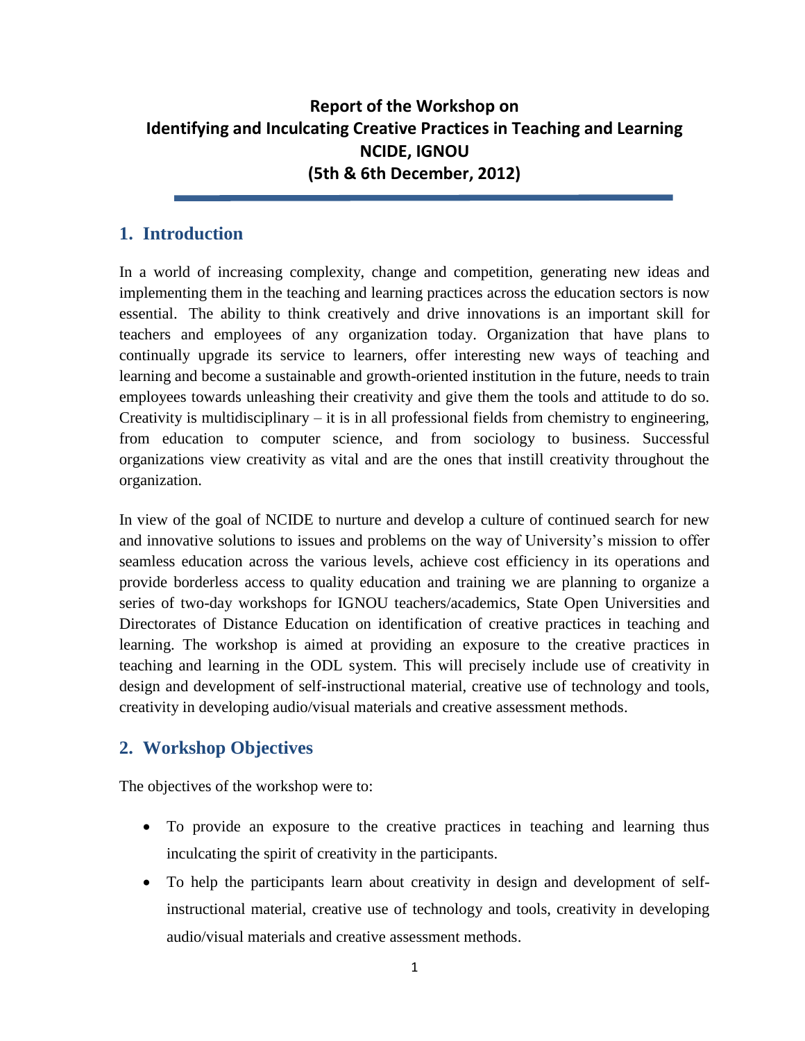# Report of the Workshop on
# Identifying and Inculcating Creative Practices in Teaching and Learning
# NCIDE, IGNOU
# (5th & 6th December, 2012)

## 1. Introduction

In a world of increasing complexity, change and competition, generating new ideas and implementing them in the teaching and learning practices across the education sectors is now essential. The ability to think creatively and drive innovations is an important skill for teachers and employees of any organization today. Organization that have plans to continually upgrade its service to learners, offer interesting new ways of teaching and learning and become a sustainable and growth-oriented institution in the future, needs to train employees towards unleashing their creativity and give them the tools and attitude to do so. Creativity is multidisciplinary – it is in all professional fields from chemistry to engineering, from education to computer science, and from sociology to business. Successful organizations view creativity as vital and are the ones that instill creativity throughout the organization.

In view of the goal of NCIDE to nurture and develop a culture of continued search for new and innovative solutions to issues and problems on the way of University's mission to offer seamless education across the various levels, achieve cost efficiency in its operations and provide borderless access to quality education and training we are planning to organize a series of two-day workshops for IGNOU teachers/academics, State Open Universities and Directorates of Distance Education on identification of creative practices in teaching and learning. The workshop is aimed at providing an exposure to the creative practices in teaching and learning in the ODL system. This will precisely include use of creativity in design and development of self-instructional material, creative use of technology and tools, creativity in developing audio/visual materials and creative assessment methods.

## 2. Workshop Objectives

The objectives of the workshop were to:

- To provide an exposure to the creative practices in teaching and learning thus inculcating the spirit of creativity in the participants.
- To help the participants learn about creativity in design and development of self-instructional material, creative use of technology and tools, creativity in developing audio/visual materials and creative assessment methods.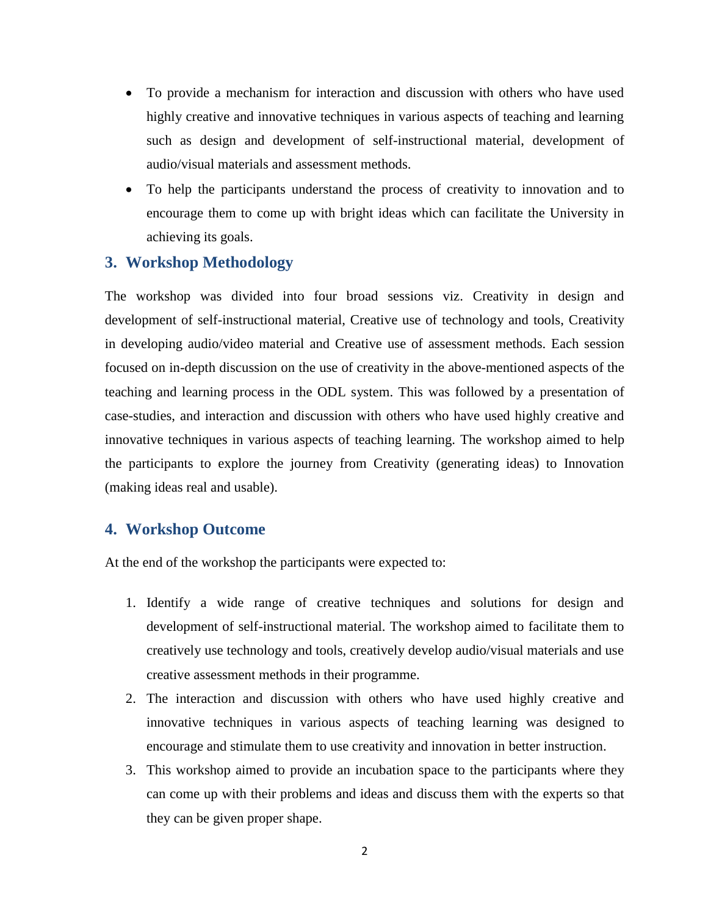- To provide a mechanism for interaction and discussion with others who have used highly creative and innovative techniques in various aspects of teaching and learning such as design and development of self-instructional material, development of audio/visual materials and assessment methods.
- To help the participants understand the process of creativity to innovation and to encourage them to come up with bright ideas which can facilitate the University in achieving its goals.

## 3. Workshop Methodology

The workshop was divided into four broad sessions viz. Creativity in design and development of self-instructional material, Creative use of technology and tools, Creativity in developing audio/video material and Creative use of assessment methods. Each session focused on in-depth discussion on the use of creativity in the above-mentioned aspects of the teaching and learning process in the ODL system. This was followed by a presentation of case-studies, and interaction and discussion with others who have used highly creative and innovative techniques in various aspects of teaching learning. The workshop aimed to help the participants to explore the journey from Creativity (generating ideas) to Innovation (making ideas real and usable).

## 4. Workshop Outcome

At the end of the workshop the participants were expected to:

1. Identify a wide range of creative techniques and solutions for design and development of self-instructional material. The workshop aimed to facilitate them to creatively use technology and tools, creatively develop audio/visual materials and use creative assessment methods in their programme.
2. The interaction and discussion with others who have used highly creative and innovative techniques in various aspects of teaching learning was designed to encourage and stimulate them to use creativity and innovation in better instruction.
3. This workshop aimed to provide an incubation space to the participants where they can come up with their problems and ideas and discuss them with the experts so that they can be given proper shape.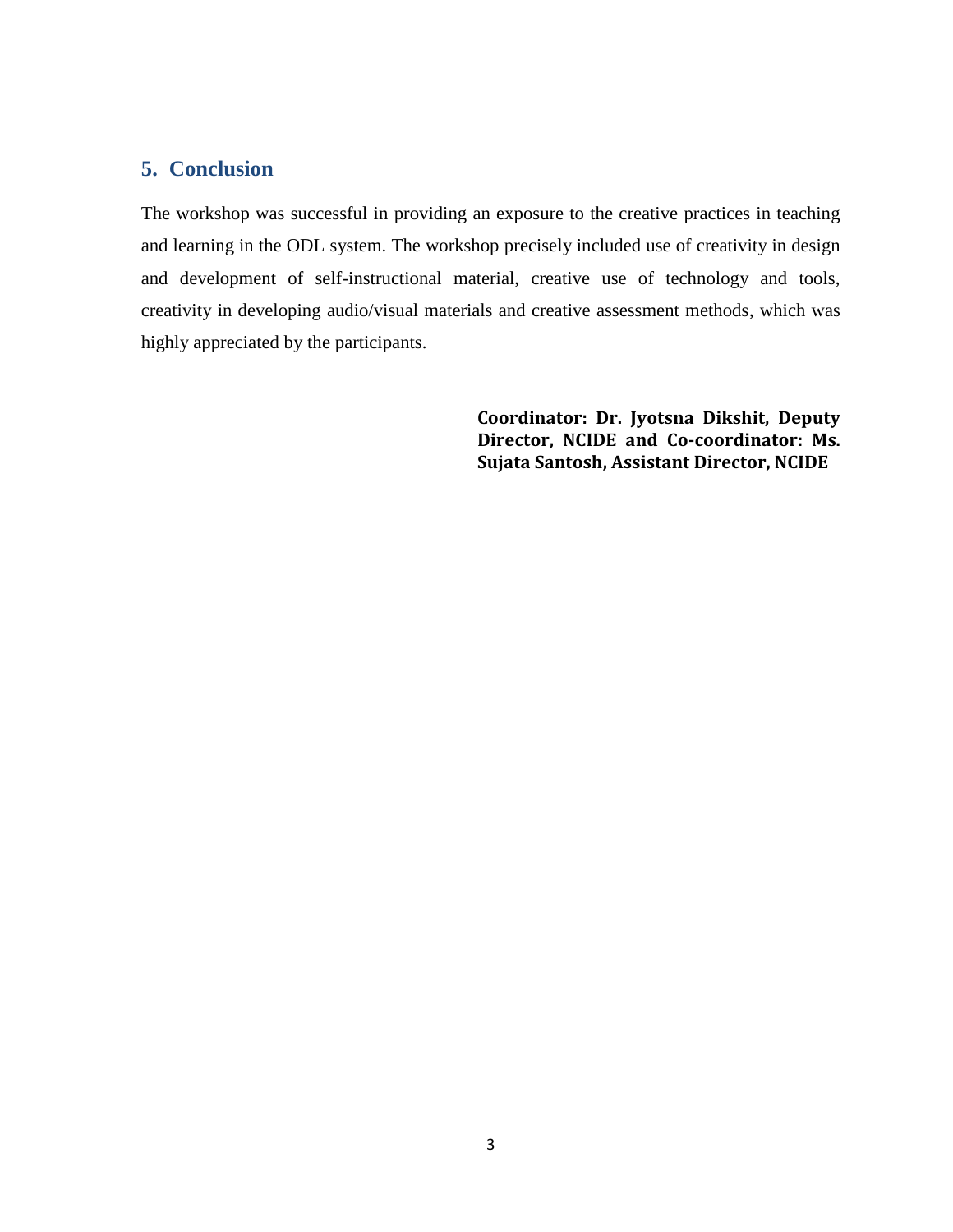## 5. Conclusion

The workshop was successful in providing an exposure to the creative practices in teaching and learning in the ODL system. The workshop precisely included use of creativity in design and development of self-instructional material, creative use of technology and tools, creativity in developing audio/visual materials and creative assessment methods, which was highly appreciated by the participants.

**Coordinator: Dr. Jyotsna Dikshit, Deputy Director, NCIDE and Co-coordinator: Ms. Sujata Santosh, Assistant Director, NCIDE**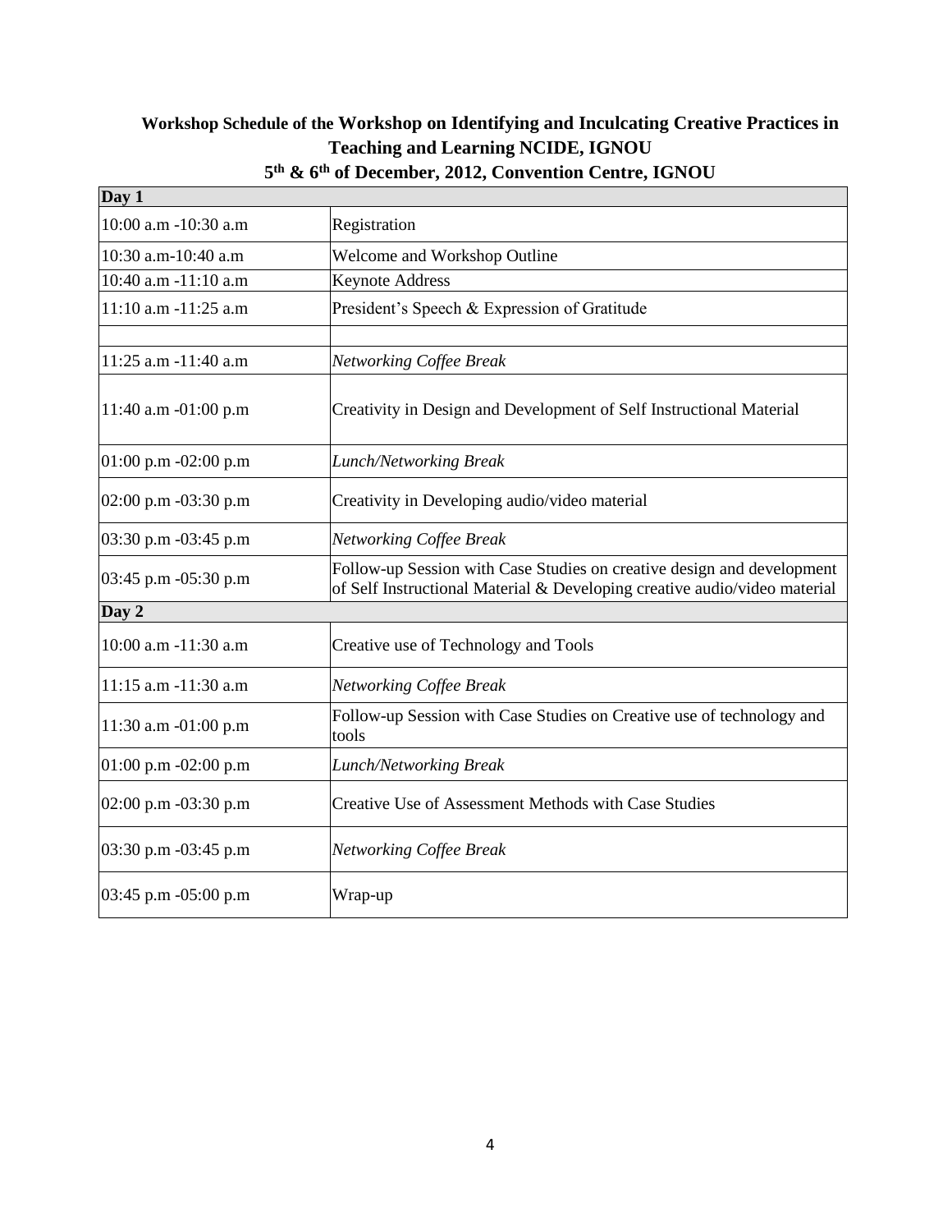**Workshop Schedule of the Workshop on Identifying and Inculcating Creative Practices in Teaching and Learning NCIDE, IGNOU**

**5th & 6th of December, 2012, Convention Centre, IGNOU**

| **Day 1** | |
|---|---|
| 10:00 a.m -10:30 a.m | Registration |
| 10:30 a.m-10:40 a.m | Welcome and Workshop Outline |
| 10:40 a.m -11:10 a.m | Keynote Address |
| 11:10 a.m -11:25 a.m | President's Speech & Expression of Gratitude |
| | |
| 11:25 a.m -11:40 a.m | *Networking Coffee Break* |
| 11:40 a.m -01:00 p.m | Creativity in Design and Development of Self Instructional Material |
| 01:00 p.m -02:00 p.m | *Lunch/Networking Break* |
| 02:00 p.m -03:30 p.m | Creativity in Developing audio/video material |
| 03:30 p.m -03:45 p.m | *Networking Coffee Break* |
| 03:45 p.m -05:30 p.m | Follow-up Session with Case Studies on creative design and development of Self Instructional Material & Developing creative audio/video material |
| **Day 2** | |
| 10:00 a.m -11:30 a.m | Creative use of Technology and Tools |
| 11:15 a.m -11:30 a.m | *Networking Coffee Break* |
| 11:30 a.m -01:00 p.m | Follow-up Session with Case Studies on Creative use of technology and tools |
| 01:00 p.m -02:00 p.m | *Lunch/Networking Break* |
| 02:00 p.m -03:30 p.m | Creative Use of Assessment Methods with Case Studies |
| 03:30 p.m -03:45 p.m | *Networking Coffee Break* |
| 03:45 p.m -05:00 p.m | Wrap-up |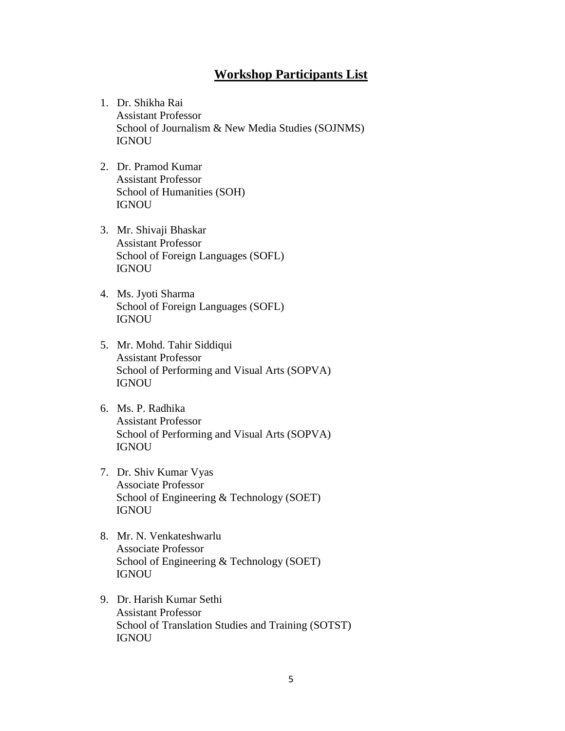## Workshop Participants List

1. Dr. Shikha Rai
   Assistant Professor
   School of Journalism & New Media Studies (SOJNMS)
   IGNOU

2. Dr. Pramod Kumar
   Assistant Professor
   School of Humanities (SOH)
   IGNOU

3. Mr. Shivaji Bhaskar
   Assistant Professor
   School of Foreign Languages (SOFL)
   IGNOU

4. Ms. Jyoti Sharma
   School of Foreign Languages (SOFL)
   IGNOU

5. Mr. Mohd. Tahir Siddiqui
   Assistant Professor
   School of Performing and Visual Arts (SOPVA)
   IGNOU

6. Ms. P. Radhika
   Assistant Professor
   School of Performing and Visual Arts (SOPVA)
   IGNOU

7. Dr. Shiv Kumar Vyas
   Associate Professor
   School of Engineering & Technology (SOET)
   IGNOU

8. Mr. N. Venkateshwarlu
   Associate Professor
   School of Engineering & Technology (SOET)
   IGNOU

9. Dr. Harish Kumar Sethi
   Assistant Professor
   School of Translation Studies and Training (SOTST)
   IGNOU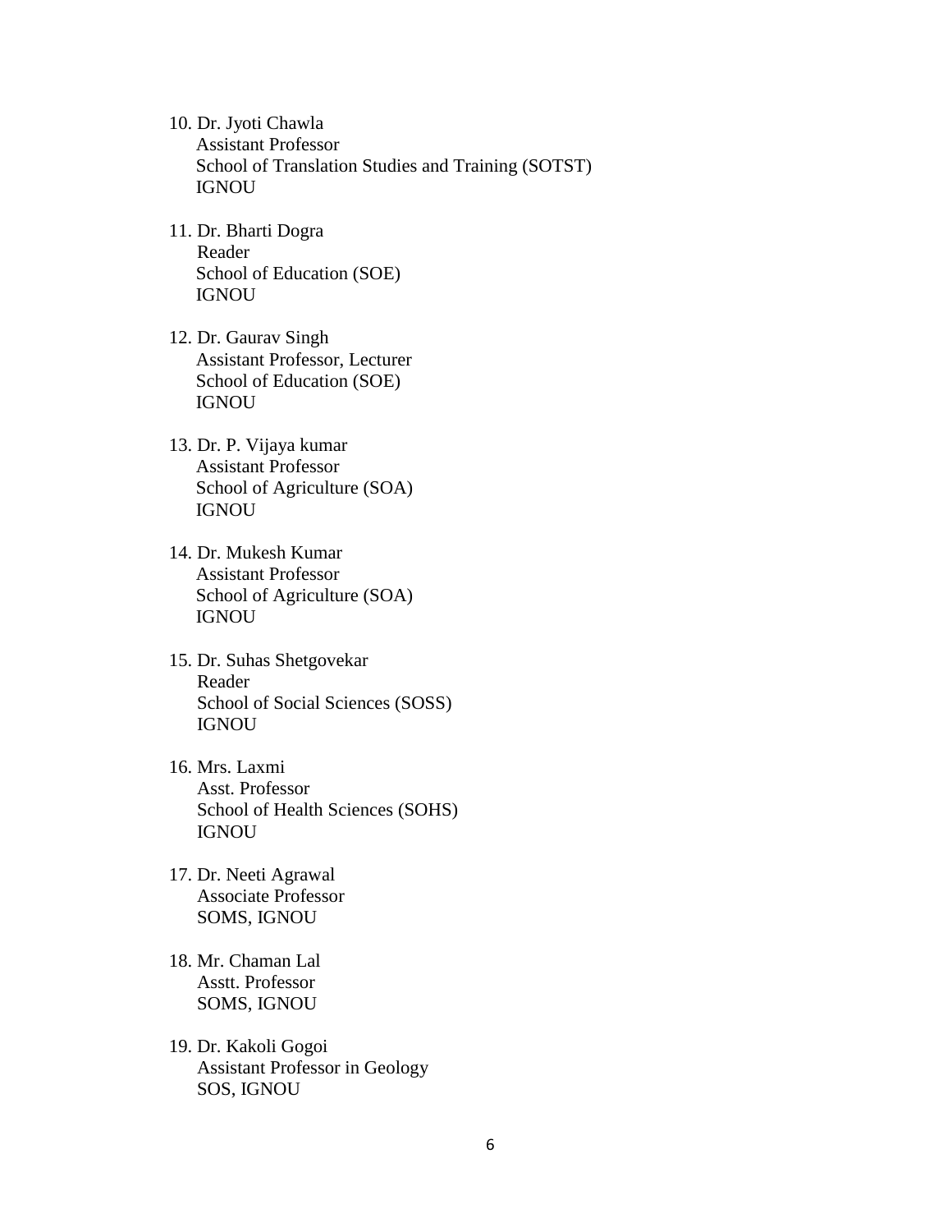10. Dr. Jyoti Chawla  
    Assistant Professor  
    School of Translation Studies and Training (SOTST)  
    IGNOU

11. Dr. Bharti Dogra  
    Reader  
    School of Education (SOE)  
    IGNOU

12. Dr. Gaurav Singh  
    Assistant Professor, Lecturer  
    School of Education (SOE)  
    IGNOU

13. Dr. P. Vijaya kumar  
    Assistant Professor  
    School of Agriculture (SOA)  
    IGNOU

14. Dr. Mukesh Kumar  
    Assistant Professor  
    School of Agriculture (SOA)  
    IGNOU

15. Dr. Suhas Shetgovekar  
    Reader  
    School of Social Sciences (SOSS)  
    IGNOU

16. Mrs. Laxmi  
    Asst. Professor  
    School of Health Sciences (SOHS)  
    IGNOU

17. Dr. Neeti Agrawal  
    Associate Professor  
    SOMS, IGNOU

18. Mr. Chaman Lal  
    Asstt. Professor  
    SOMS, IGNOU

19. Dr. Kakoli Gogoi  
    Assistant Professor in Geology  
    SOS, IGNOU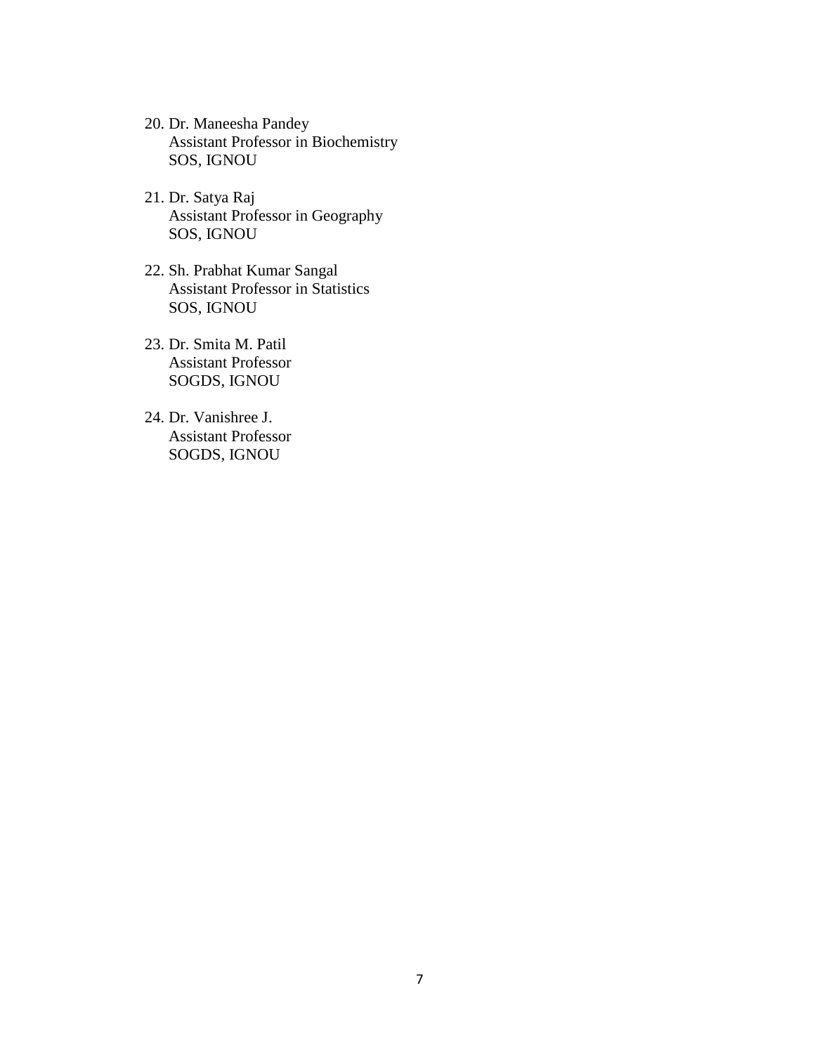20. Dr. Maneesha Pandey  
    Assistant Professor in Biochemistry  
    SOS, IGNOU

21. Dr. Satya Raj  
    Assistant Professor in Geography  
    SOS, IGNOU

22. Sh. Prabhat Kumar Sangal  
    Assistant Professor in Statistics  
    SOS, IGNOU

23. Dr. Smita M. Patil  
    Assistant Professor  
    SOGDS, IGNOU

24. Dr. Vanishree J.  
    Assistant Professor  
    SOGDS, IGNOU